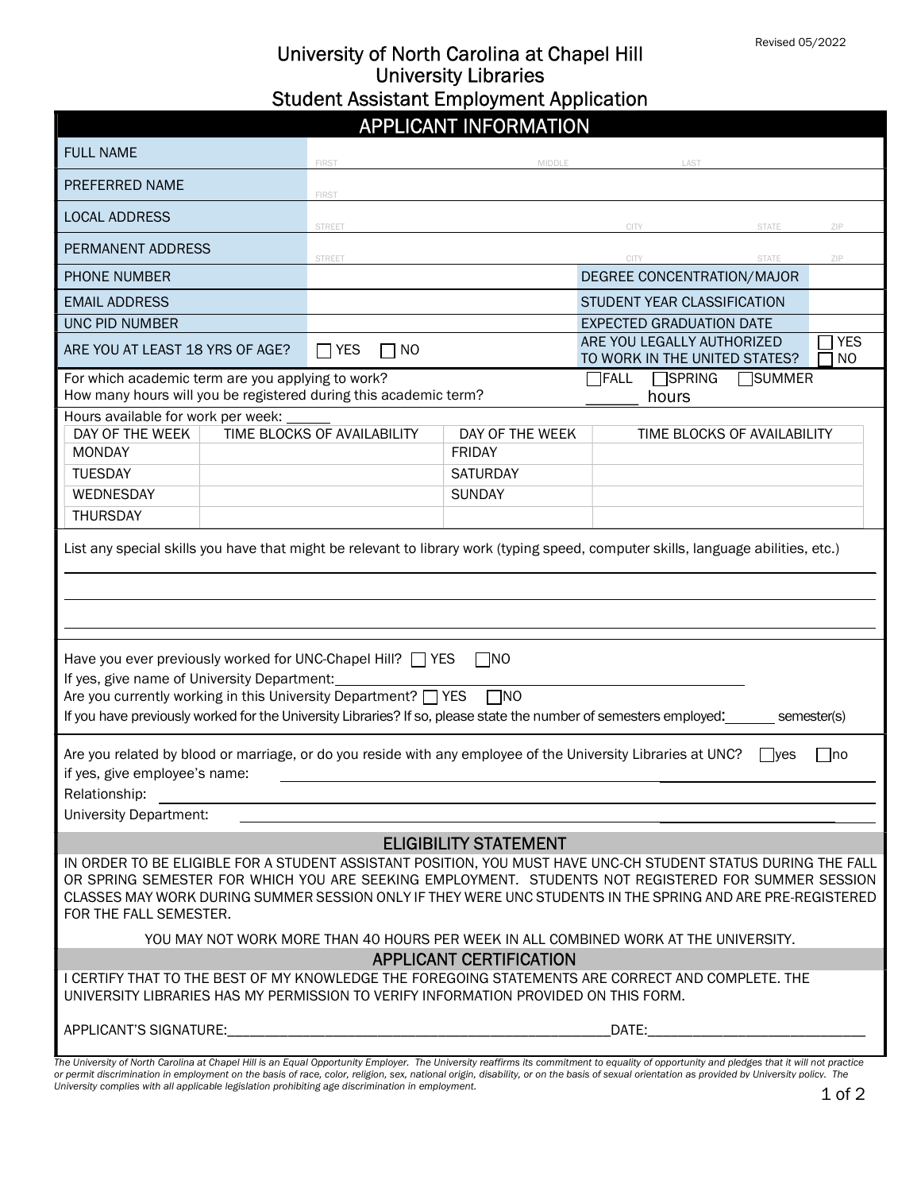Revised 05/2022

# University of North Carolina at Chapel Hill
# University Libraries
# Student Assistant Employment Application

## APPLICANT INFORMATION

| | | | |
|---|---|---|---|
| FULL NAME | FIRST MIDDLE LAST | | |
| PREFERRED NAME | FIRST | | |
| LOCAL ADDRESS | STREET CITY STATE ZIP | | |
| PERMANENT ADDRESS | STREET CITY STATE ZIP | | |
| PHONE NUMBER | | DEGREE CONCENTRATION/MAJOR | |
| EMAIL ADDRESS | | STUDENT YEAR CLASSIFICATION | |
| UNC PID NUMBER | | EXPECTED GRADUATION DATE | |
| ARE YOU AT LEAST 18 YRS OF AGE? | ☐ YES ☐ NO | ARE YOU LEGALLY AUTHORIZED TO WORK IN THE UNITED STATES? | ☐ YES ☐ NO |

For which academic term are you applying to work? ☐ FALL ☐ SPRING ☐ SUMMER

How many hours will you be registered during this academic term? ______ hours

Hours available for work per week: ______

| DAY OF THE WEEK | TIME BLOCKS OF AVAILABILITY | DAY OF THE WEEK | TIME BLOCKS OF AVAILABILITY |
|---|---|---|---|
| MONDAY | | FRIDAY | |
| TUESDAY | | SATURDAY | |
| WEDNESDAY | | SUNDAY | |
| THURSDAY | | | |

List any special skills you have that might be relevant to library work (typing speed, computer skills, language abilities, etc.)

______________________________________________

______________________________________________

______________________________________________

Have you ever previously worked for UNC-Chapel Hill? ☐ YES ☐ NO

If yes, give name of University Department: ______________________________

Are you currently working in this University Department? ☐ YES ☐ NO

If you have previously worked for the University Libraries? If so, please state the number of semesters employed: ______ semester(s)

Are you related by blood or marriage, or do you reside with any employee of the University Libraries at UNC? ☐ yes ☐ no

if yes, give employee's name: ______________________________

Relationship: ______________________________

University Department: ______________________________

## ELIGIBILITY STATEMENT

IN ORDER TO BE ELIGIBLE FOR A STUDENT ASSISTANT POSITION, YOU MUST HAVE UNC-CH STUDENT STATUS DURING THE FALL OR SPRING SEMESTER FOR WHICH YOU ARE SEEKING EMPLOYMENT. STUDENTS NOT REGISTERED FOR SUMMER SESSION CLASSES MAY WORK DURING SUMMER SESSION ONLY IF THEY WERE UNC STUDENTS IN THE SPRING AND ARE PRE-REGISTERED FOR THE FALL SEMESTER.

YOU MAY NOT WORK MORE THAN 40 HOURS PER WEEK IN ALL COMBINED WORK AT THE UNIVERSITY.

## APPLICANT CERTIFICATION

I CERTIFY THAT TO THE BEST OF MY KNOWLEDGE THE FOREGOING STATEMENTS ARE CORRECT AND COMPLETE. THE UNIVERSITY LIBRARIES HAS MY PERMISSION TO VERIFY INFORMATION PROVIDED ON THIS FORM.

APPLICANT'S SIGNATURE:______________________________ DATE:______________________

*The University of North Carolina at Chapel Hill is an Equal Opportunity Employer. The University reaffirms its commitment to equality of opportunity and pledges that it will not practice or permit discrimination in employment on the basis of race, color, religion, sex, national origin, disability, or on the basis of sexual orientation as provided by University policy. The University complies with all applicable legislation prohibiting age discrimination in employment.*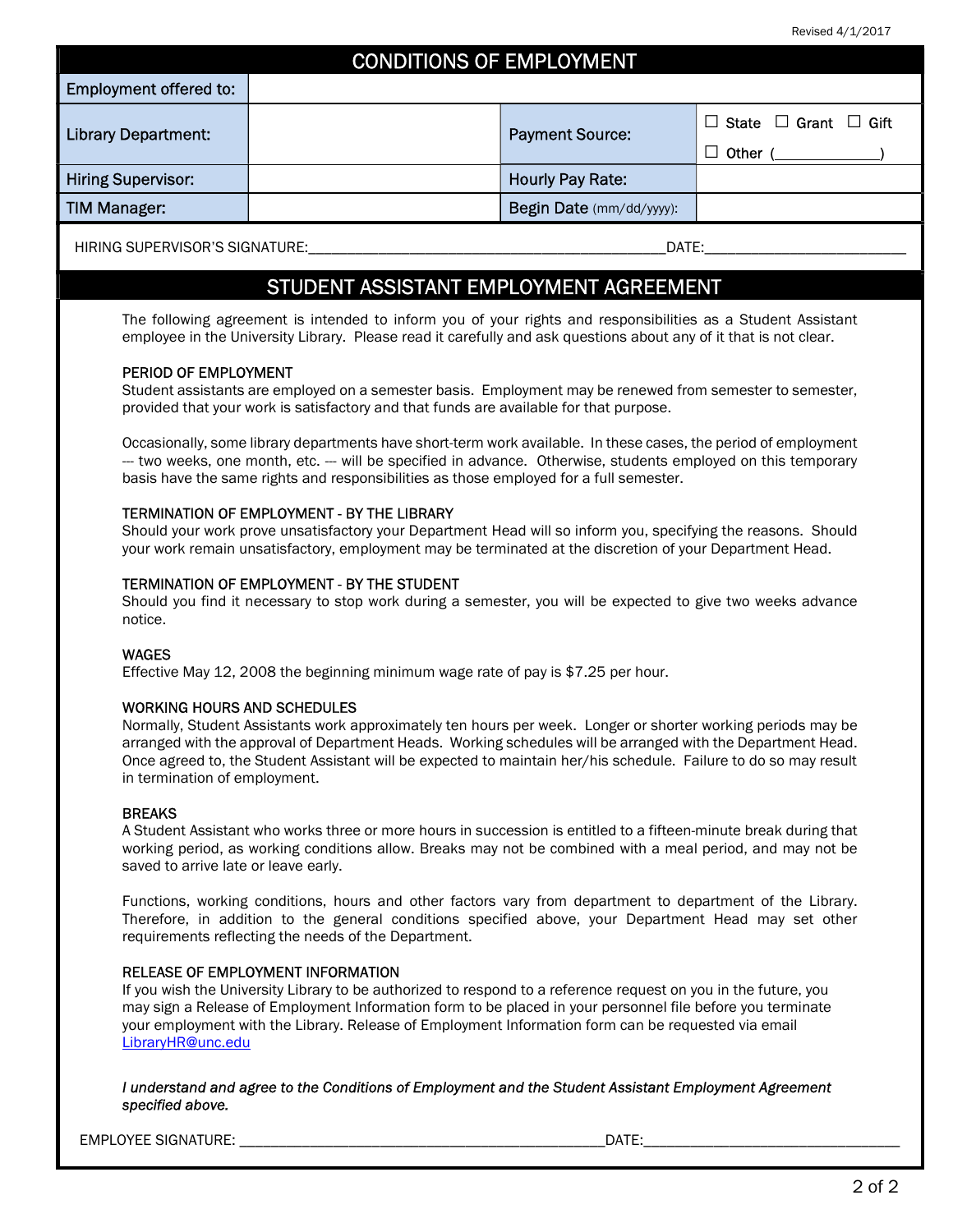Revised 4/1/2017

## CONDITIONS OF EMPLOYMENT

| | | | |
|---|---|---|---|
| **Employment offered to:** | | | |
| **Library Department:** | | **Payment Source:** | ☐ State ☐ Grant ☐ Gift<br>☐ Other (____________) |
| **Hiring Supervisor:** | | **Hourly Pay Rate:** | |
| **TIM Manager:** | | **Begin Date** (mm/dd/yyyy): | |

HIRING SUPERVISOR'S SIGNATURE:____________________________________________DATE:________________________

## STUDENT ASSISTANT EMPLOYMENT AGREEMENT

The following agreement is intended to inform you of your rights and responsibilities as a Student Assistant employee in the University Library. Please read it carefully and ask questions about any of it that is not clear.

### PERIOD OF EMPLOYMENT

Student assistants are employed on a semester basis. Employment may be renewed from semester to semester, provided that your work is satisfactory and that funds are available for that purpose.

Occasionally, some library departments have short-term work available. In these cases, the period of employment --- two weeks, one month, etc. --- will be specified in advance. Otherwise, students employed on this temporary basis have the same rights and responsibilities as those employed for a full semester.

### TERMINATION OF EMPLOYMENT - BY THE LIBRARY

Should your work prove unsatisfactory your Department Head will so inform you, specifying the reasons. Should your work remain unsatisfactory, employment may be terminated at the discretion of your Department Head.

### TERMINATION OF EMPLOYMENT - BY THE STUDENT

Should you find it necessary to stop work during a semester, you will be expected to give two weeks advance notice.

### WAGES

Effective May 12, 2008 the beginning minimum wage rate of pay is $7.25 per hour.

### WORKING HOURS AND SCHEDULES

Normally, Student Assistants work approximately ten hours per week. Longer or shorter working periods may be arranged with the approval of Department Heads. Working schedules will be arranged with the Department Head. Once agreed to, the Student Assistant will be expected to maintain her/his schedule. Failure to do so may result in termination of employment.

### BREAKS

A Student Assistant who works three or more hours in succession is entitled to a fifteen-minute break during that working period, as working conditions allow. Breaks may not be combined with a meal period, and may not be saved to arrive late or leave early.

Functions, working conditions, hours and other factors vary from department to department of the Library. Therefore, in addition to the general conditions specified above, your Department Head may set other requirements reflecting the needs of the Department.

### RELEASE OF EMPLOYMENT INFORMATION

If you wish the University Library to be authorized to respond to a reference request on you in the future, you may sign a Release of Employment Information form to be placed in your personnel file before you terminate your employment with the Library. Release of Employment Information form can be requested via email LibraryHR@unc.edu

*I understand and agree to the Conditions of Employment and the Student Assistant Employment Agreement specified above.*

EMPLOYEE SIGNATURE: ____________________________________________DATE:________________________________